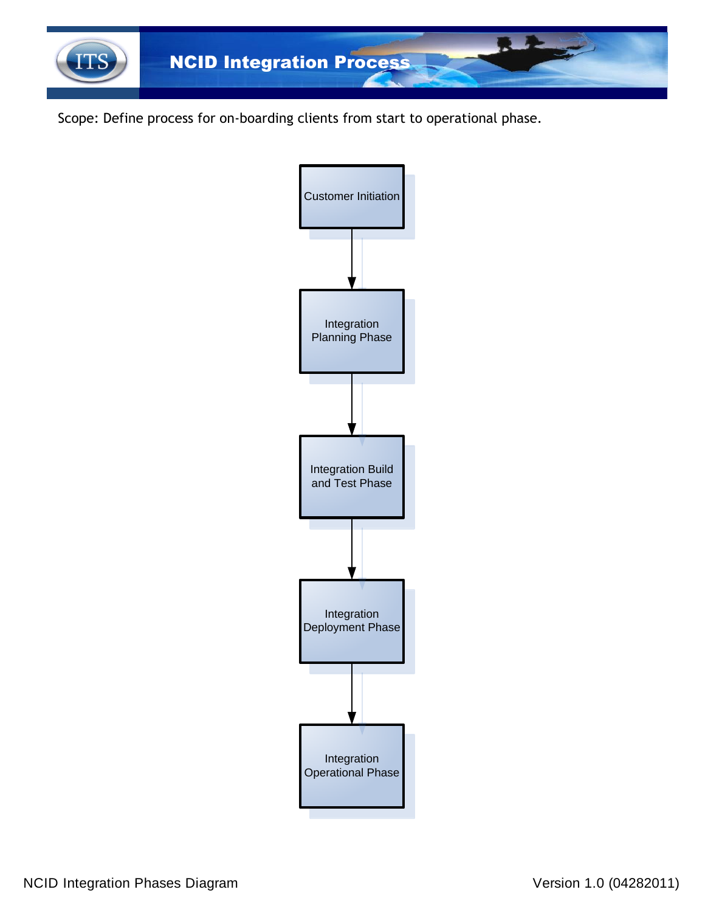# NCID Integration Process

Scope: Define process for on-boarding clients from start to operational phase.

Customer Initiation

↓

Integration Planning Phase

↓

Integration Build and Test Phase

↓

Integration Deployment Phase

↓

Integration Operational Phase

NCID Integration Phases Diagram

Version 1.0 (04282011)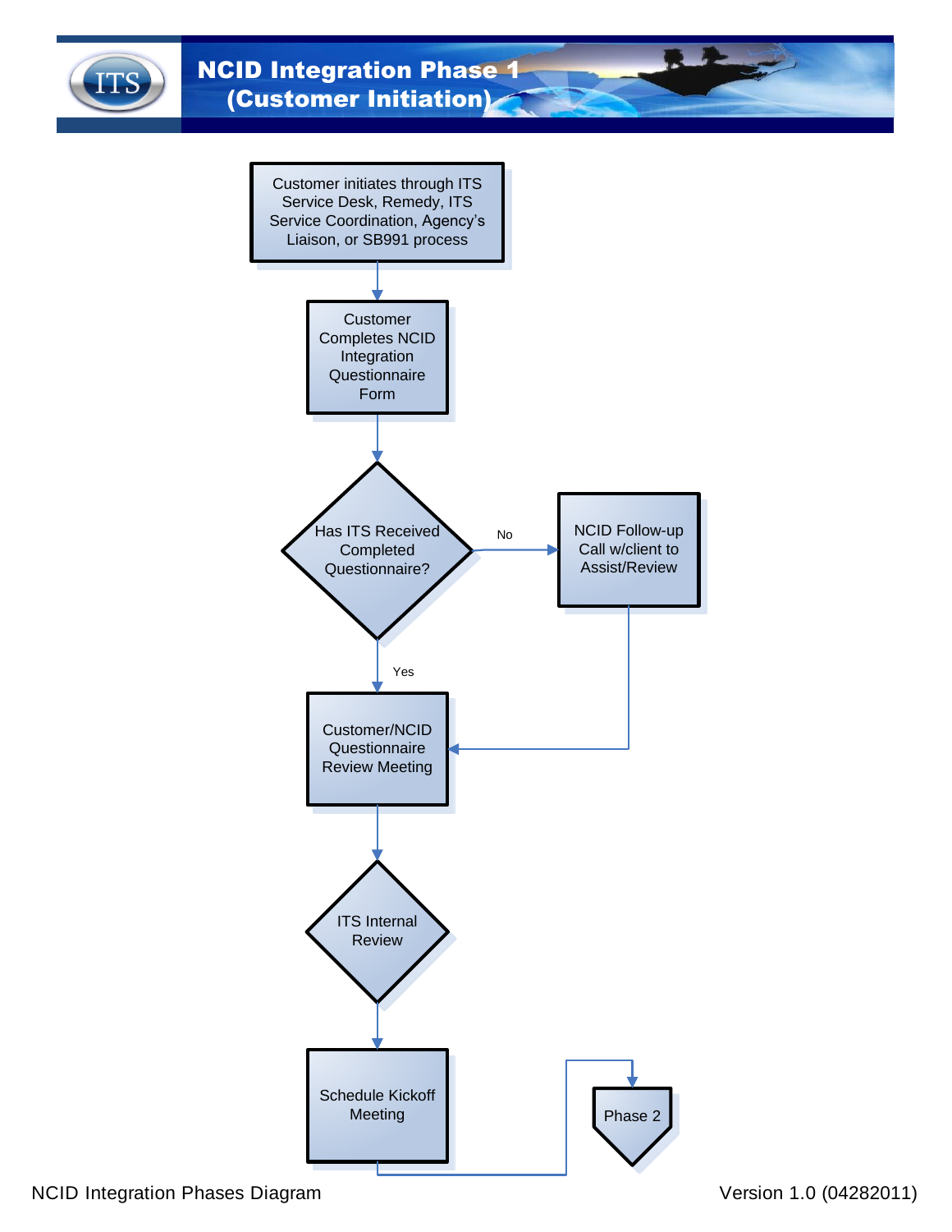# NCID Integration Phase 1 (Customer Initiation)

Customer initiates through ITS Service Desk, Remedy, ITS Service Coordination, Agency's Liaison, or SB991 process

Customer Completes NCID Integration Questionnaire Form

Has ITS Received Completed Questionnaire?

No

NCID Follow-up Call w/client to Assist/Review

Yes

Customer/NCID Questionnaire Review Meeting

ITS Internal Review

Schedule Kickoff Meeting

Phase 2

NCID Integration Phases Diagram

Version 1.0 (04282011)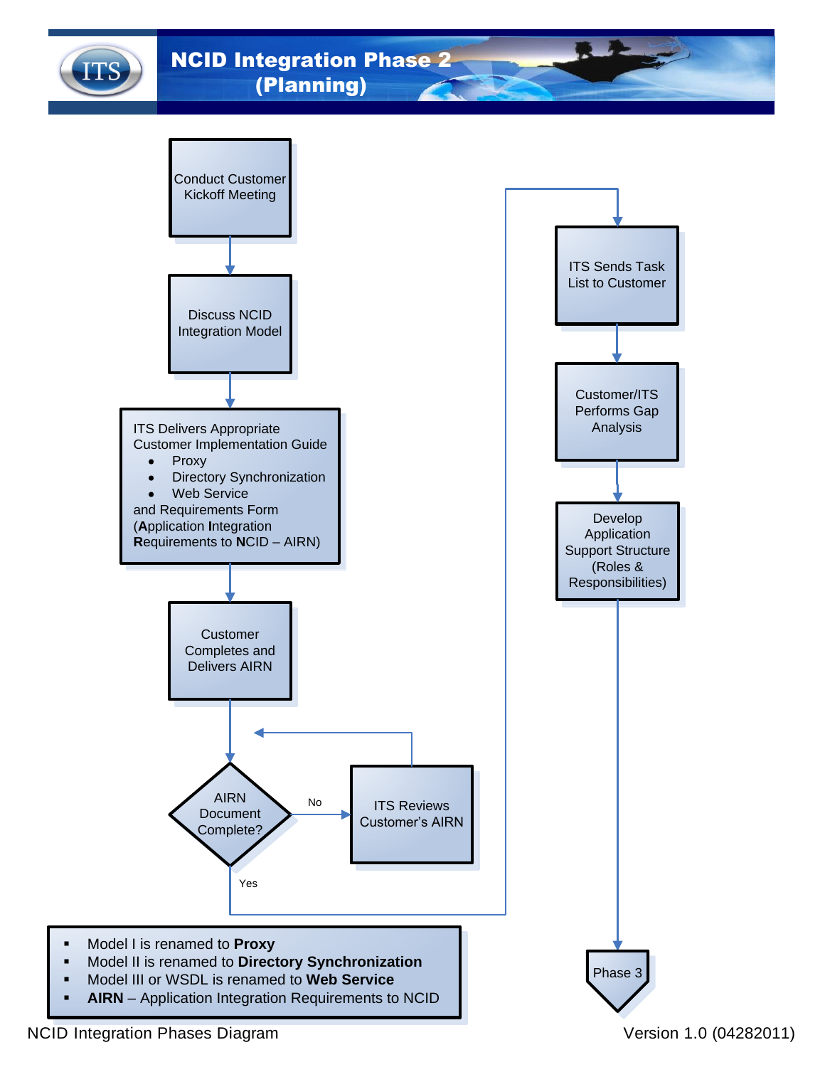# NCID Integration Phase 2 (Planning)

Conduct Customer Kickoff Meeting

Discuss NCID Integration Model

ITS Delivers Appropriate Customer Implementation Guide

- Proxy
- Directory Synchronization
- Web Service

and Requirements Form (**A**pplication **I**ntegration **R**equirements to **N**CID – AIRN)

Customer Completes and Delivers AIRN

AIRN Document Complete?

No

ITS Reviews Customer's AIRN

Yes

ITS Sends Task List to Customer

Customer/ITS Performs Gap Analysis

Develop Application Support Structure (Roles & Responsibilities)

Phase 3

- Model I is renamed to **Proxy**
- Model II is renamed to **Directory Synchronization**
- Model III or WSDL is renamed to **Web Service**
- **AIRN** – Application Integration Requirements to NCID

NCID Integration Phases Diagram

Version 1.0 (04282011)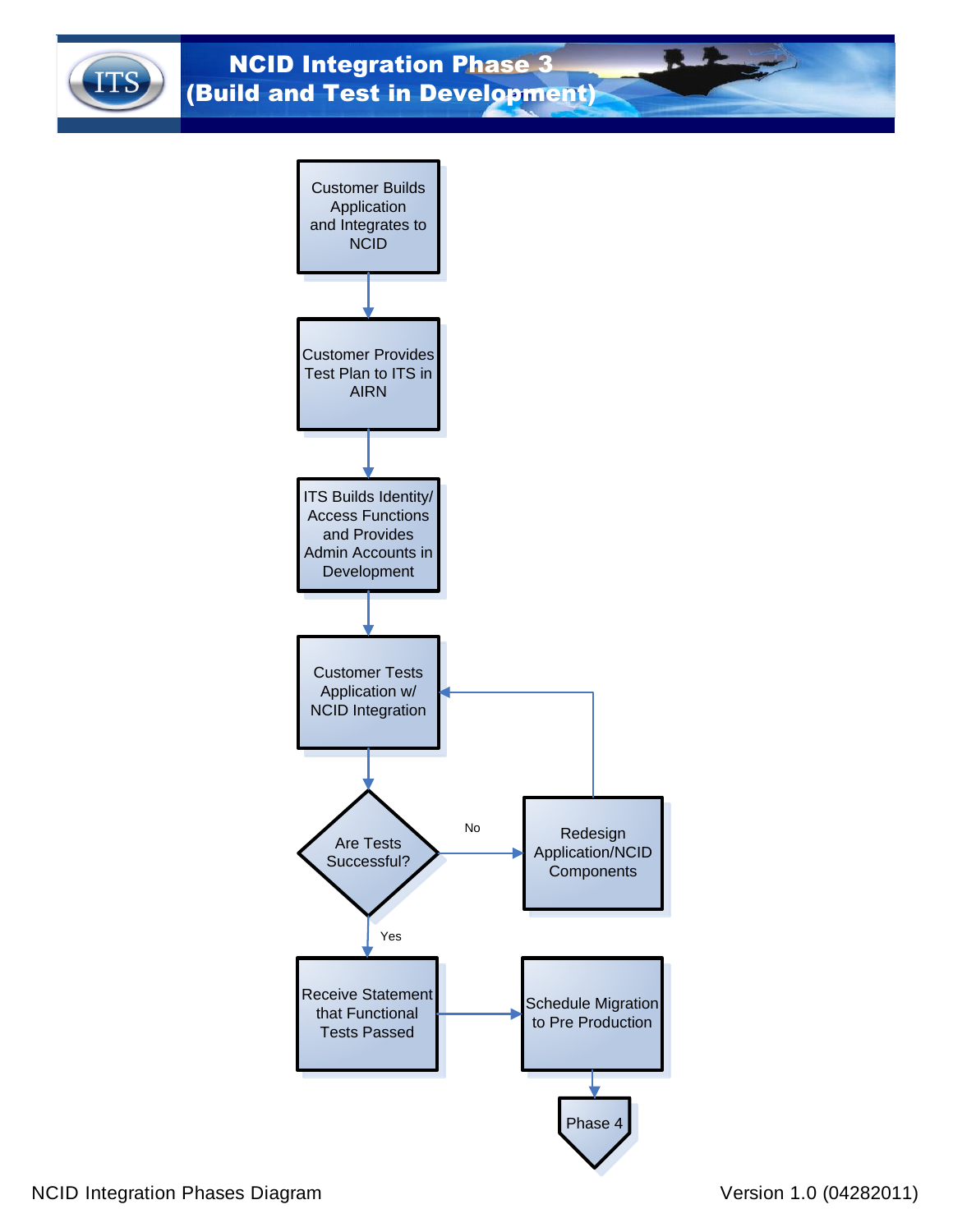# NCID Integration Phase 3 (Build and Test in Development)

Customer Builds Application and Integrates to NCID

Customer Provides Test Plan to ITS in AIRN

ITS Builds Identity/ Access Functions and Provides Admin Accounts in Development

Customer Tests Application w/ NCID Integration

Are Tests Successful?

No

Redesign Application/NCID Components

Yes

Receive Statement that Functional Tests Passed

Schedule Migration to Pre Production

Phase 4

NCID Integration Phases Diagram

Version 1.0 (04282011)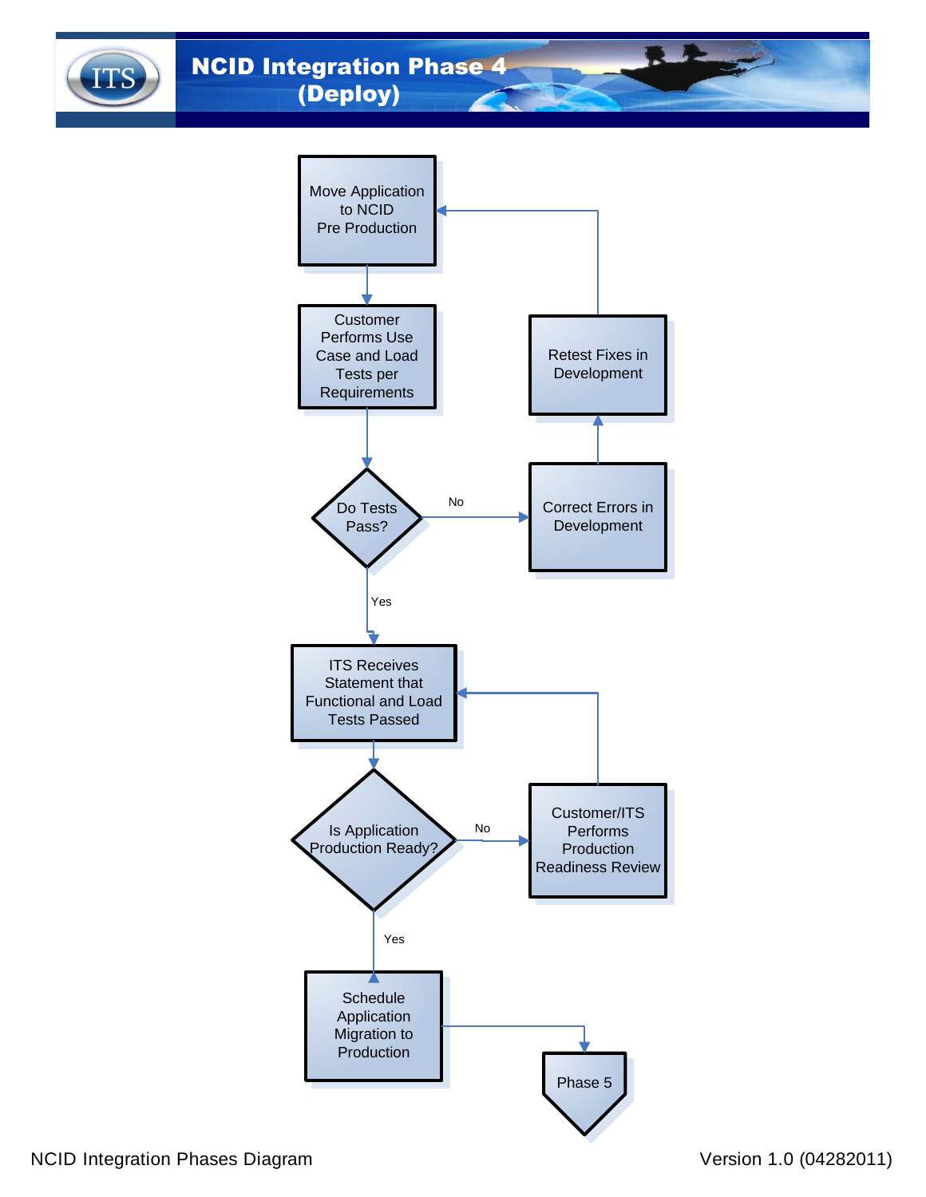# NCID Integration Phase 4 (Deploy)

Move Application to NCID Pre Production

Customer Performs Use Case and Load Tests per Requirements

Do Tests Pass?

No

Correct Errors in Development

Retest Fixes in Development

Yes

ITS Receives Statement that Functional and Load Tests Passed

Is Application Production Ready?

No

Customer/ITS Performs Production Readiness Review

Yes

Schedule Application Migration to Production

Phase 5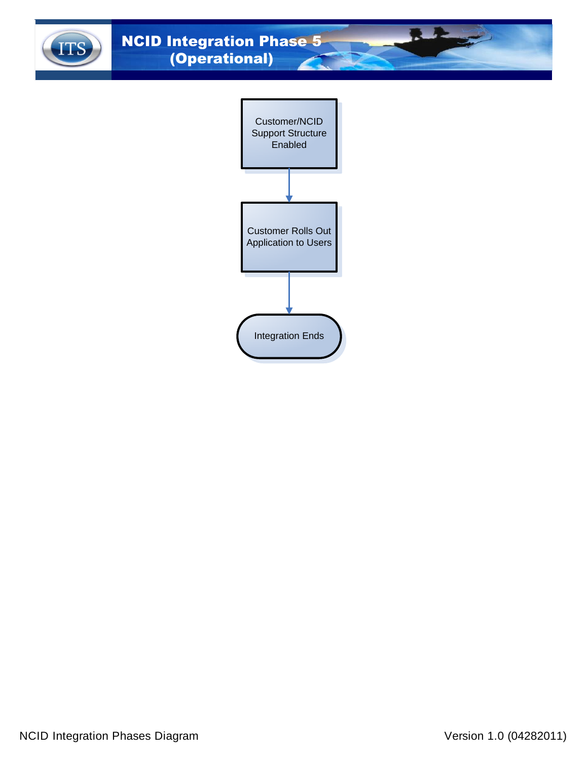# NCID Integration Phase 5 (Operational)

Customer/NCID Support Structure Enabled

Customer Rolls Out Application to Users

Integration Ends